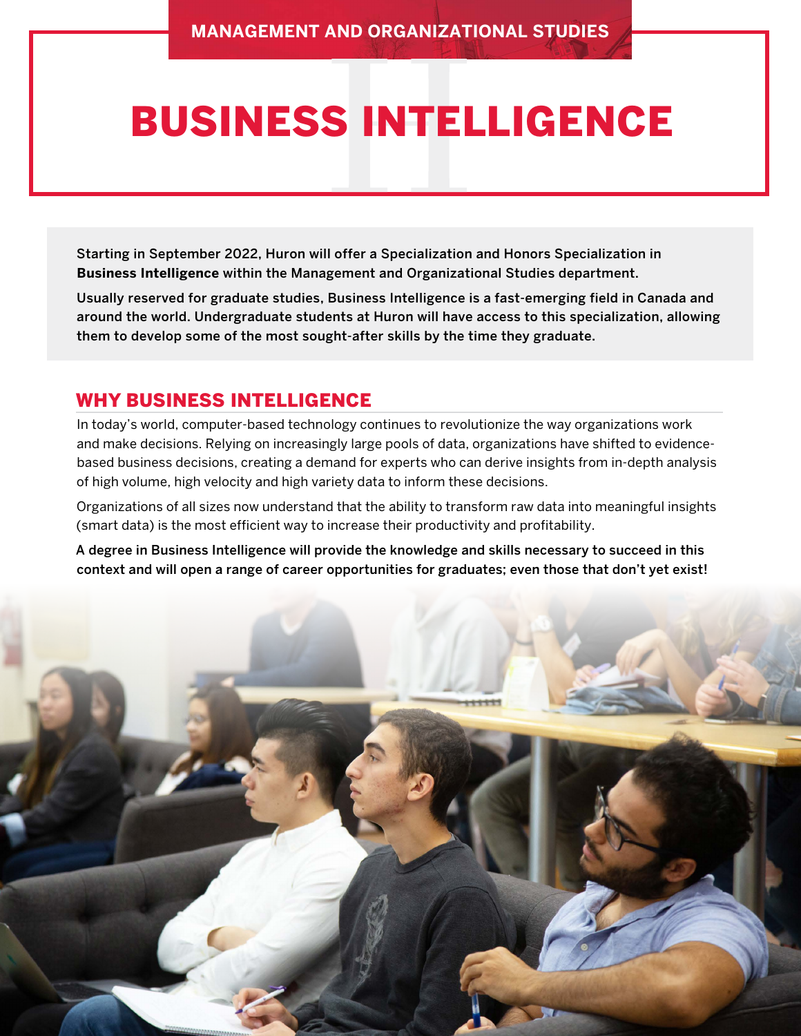MANAGEMENT AND ORGANIZATIONAL STUDIES

# BUSINESS INTELLIGENCE

Starting in September 2022, Huron will offer a Specialization and Honors Specialization in **Business Intelligence** within the Management and Organizational Studies department.

Usually reserved for graduate studies, Business Intelligence is a fast-emerging field in Canada and around the world. Undergraduate students at Huron will have access to this specialization, allowing them to develop some of the most sought-after skills by the time they graduate.

## WHY BUSINESS INTELLIGENCE

In today's world, computer-based technology continues to revolutionize the way organizations work and make decisions. Relying on increasingly large pools of data, organizations have shifted to evidence-based business decisions, creating a demand for experts who can derive insights from in-depth analysis of high volume, high velocity and high variety data to inform these decisions.

Organizations of all sizes now understand that the ability to transform raw data into meaningful insights (smart data) is the most efficient way to increase their productivity and profitability.

**A degree in Business Intelligence will provide the knowledge and skills necessary to succeed in this context and will open a range of career opportunities for graduates; even those that don't yet exist!**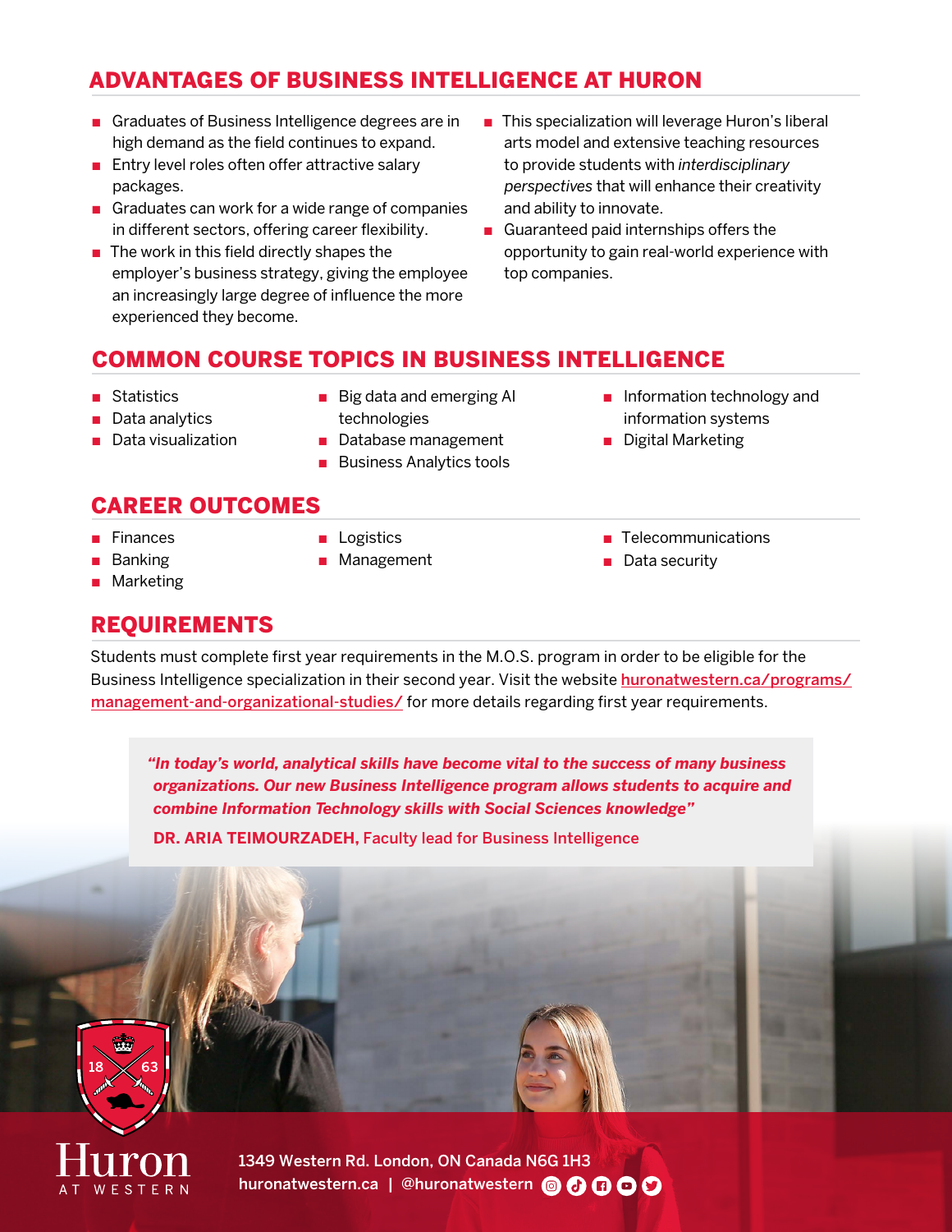## ADVANTAGES OF BUSINESS INTELLIGENCE AT HURON

- Graduates of Business Intelligence degrees are in high demand as the field continues to expand.
- Entry level roles often offer attractive salary packages.
- Graduates can work for a wide range of companies in different sectors, offering career flexibility.
- The work in this field directly shapes the employer's business strategy, giving the employee an increasingly large degree of influence the more experienced they become.
- This specialization will leverage Huron's liberal arts model and extensive teaching resources to provide students with *interdisciplinary perspectives* that will enhance their creativity and ability to innovate.
- Guaranteed paid internships offers the opportunity to gain real-world experience with top companies.

## COMMON COURSE TOPICS IN BUSINESS INTELLIGENCE

- Statistics
- Data analytics
- Data visualization
- Big data and emerging AI technologies
- Database management
- Business Analytics tools
- Information technology and information systems
- Digital Marketing

## CAREER OUTCOMES

- Finances
- Banking
- Marketing
- Logistics
- Management
- Telecommunications
- Data security

## REQUIREMENTS

Students must complete first year requirements in the M.O.S. program in order to be eligible for the Business Intelligence specialization in their second year. Visit the website huronatwestern.ca/programs/management-and-organizational-studies/ for more details regarding first year requirements.

***"In today's world, analytical skills have become vital to the success of many business organizations. Our new Business Intelligence program allows students to acquire and combine Information Technology skills with Social Sciences knowledge"***

**DR. ARIA TEIMOURZADEH,** Faculty lead for Business Intelligence

Huron AT WESTERN

1349 Western Rd. London, ON Canada N6G 1H3
huronatwestern.ca | @huronatwestern